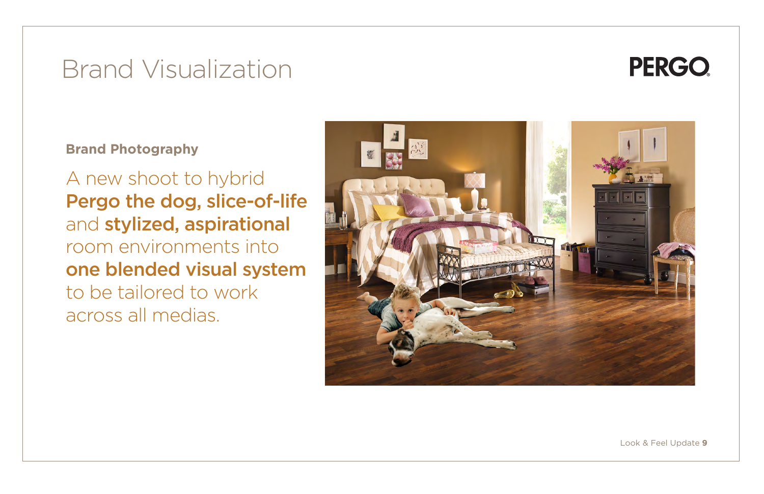# Brand Visualization

PERGO.

**Brand Photography**

A new shoot to hybrid **Pergo the dog, slice-of-life** and **stylized, aspirational** room environments into **one blended visual system** to be tailored to work across all medias.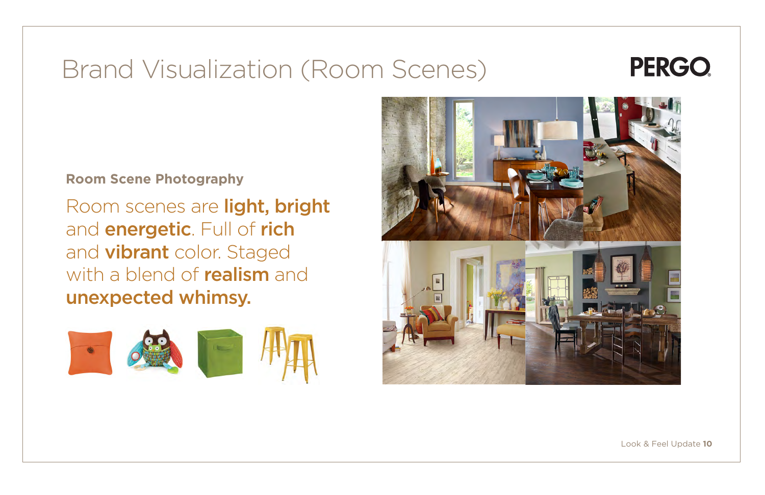# Brand Visualization (Room Scenes)

PERGO

**Room Scene Photography**

Room scenes are **light, bright** and **energetic**. Full of **rich** and **vibrant** color. Staged with a blend of **realism** and **unexpected whimsy.**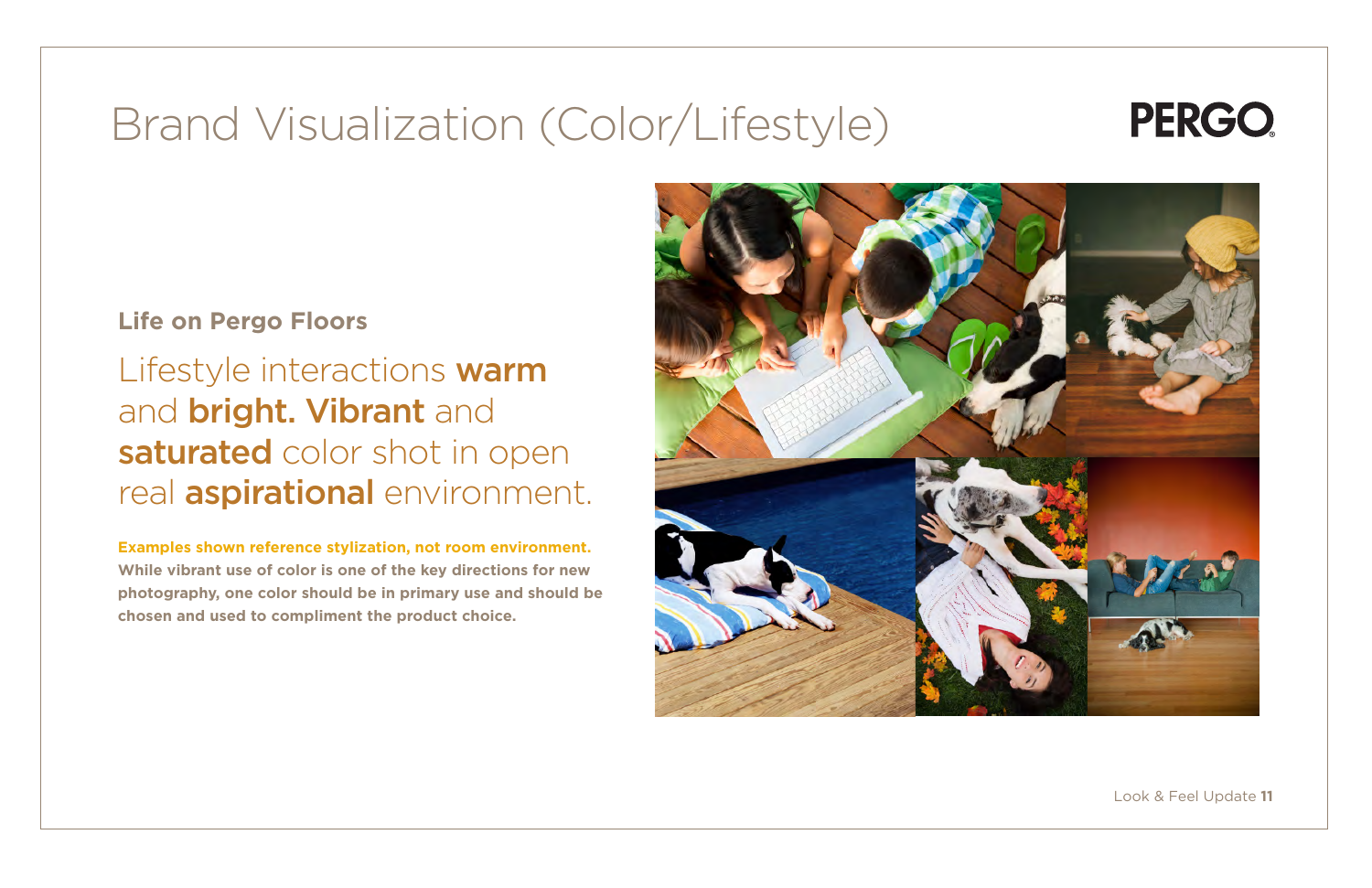# Brand Visualization (Color/Lifestyle)

PERGO

## Life on Pergo Floors

Lifestyle interactions **warm** and **bright. Vibrant** and **saturated** color shot in open real **aspirational** environment.

**Examples shown reference stylization, not room environment.**
**While vibrant use of color is one of the key directions for new photography, one color should be in primary use and should be chosen and used to compliment the product choice.**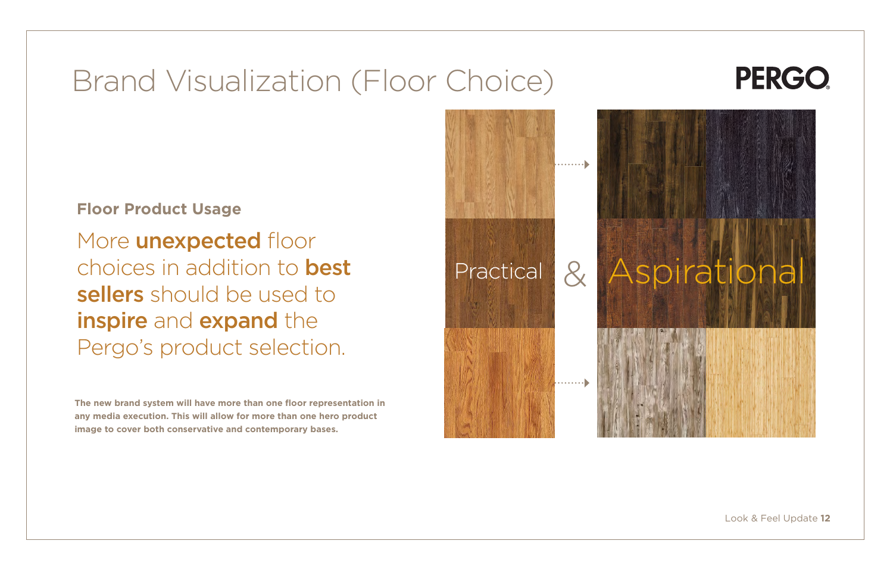# Brand Visualization (Floor Choice)

PERGO

**Floor Product Usage**

More **unexpected** floor choices in addition to **best sellers** should be used to **inspire** and **expand** the Pergo's product selection.

**The new brand system will have more than one floor representation in any media execution. This will allow for more than one hero product image to cover both conservative and contemporary bases.**

Practical & Aspirational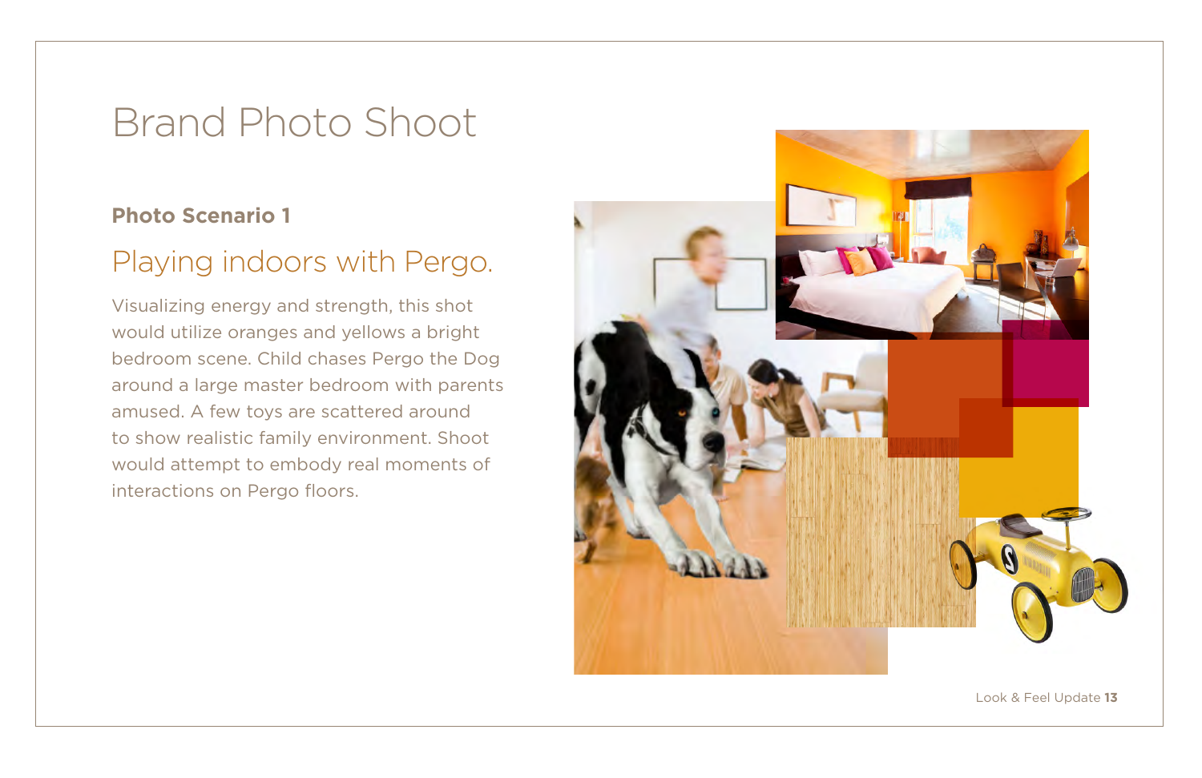# Brand Photo Shoot

**Photo Scenario 1**

## Playing indoors with Pergo.

Visualizing energy and strength, this shot would utilize oranges and yellows a bright bedroom scene. Child chases Pergo the Dog around a large master bedroom with parents amused. A few toys are scattered around to show realistic family environment. Shoot would attempt to embody real moments of interactions on Pergo floors.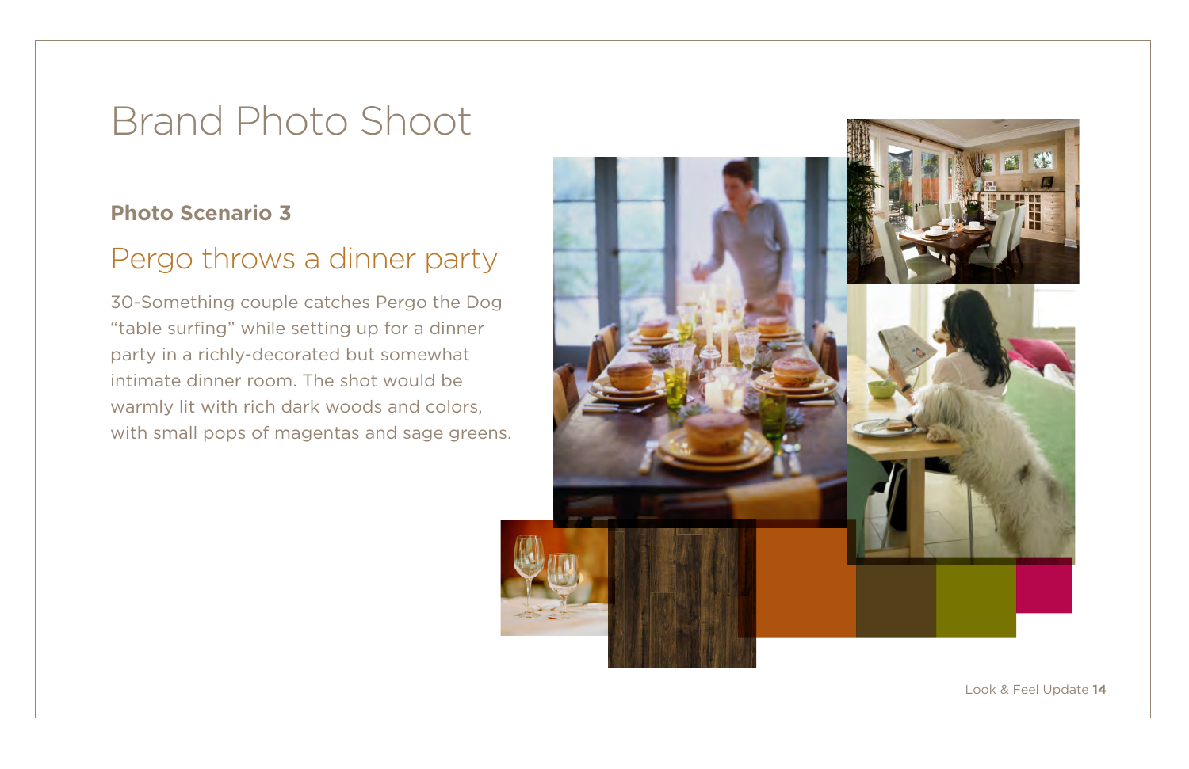# Brand Photo Shoot

**Photo Scenario 3**

## Pergo throws a dinner party

30-Something couple catches Pergo the Dog "table surfing" while setting up for a dinner party in a richly-decorated but somewhat intimate dinner room. The shot would be warmly lit with rich dark woods and colors, with small pops of magentas and sage greens.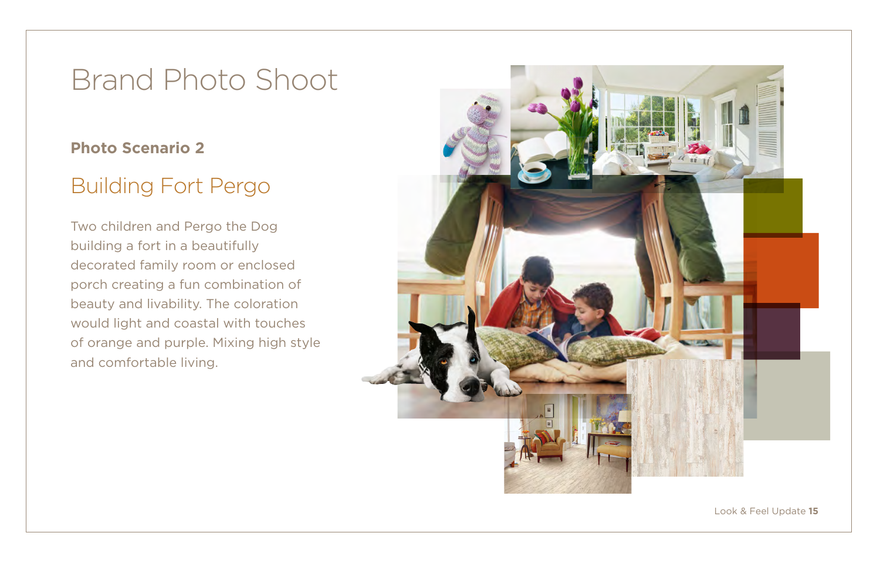# Brand Photo Shoot

### Photo Scenario 2

## Building Fort Pergo

Two children and Pergo the Dog building a fort in a beautifully decorated family room or enclosed porch creating a fun combination of beauty and livability. The coloration would light and coastal with touches of orange and purple. Mixing high style and comfortable living.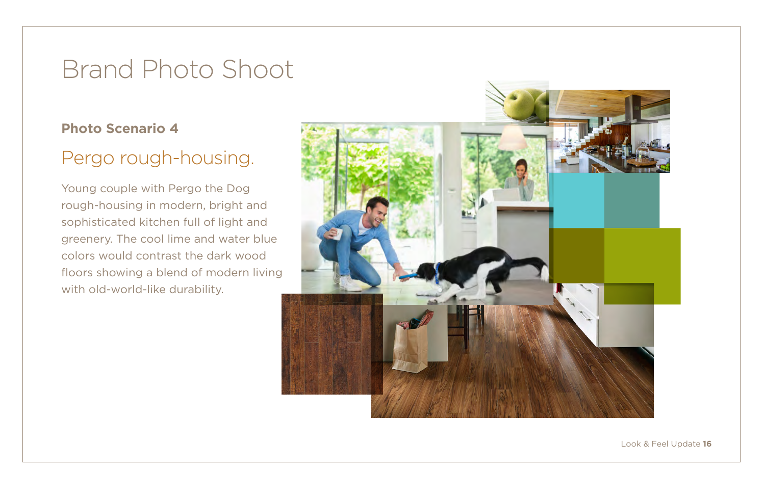# Brand Photo Shoot

### Photo Scenario 4

## Pergo rough-housing.

Young couple with Pergo the Dog rough-housing in modern, bright and sophisticated kitchen full of light and greenery. The cool lime and water blue colors would contrast the dark wood floors showing a blend of modern living with old-world-like durability.